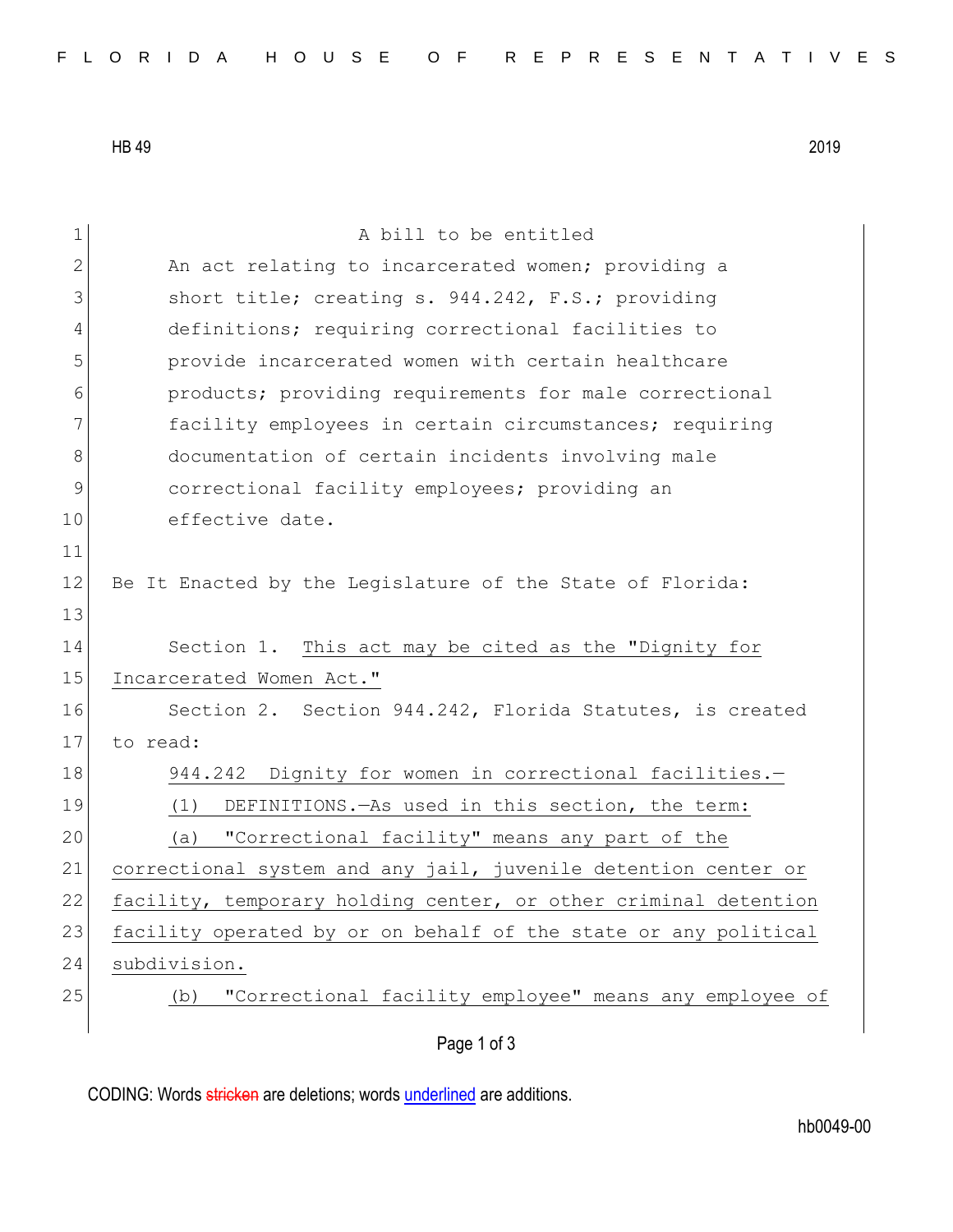HB 49 2019

A bill to be entitled

An act relating to incarcerated women; providing a short title; creating s. 944.242, F.S.; providing definitions; requiring correctional facilities to provide incarcerated women with certain healthcare products; providing requirements for male correctional facility employees in certain circumstances; requiring documentation of certain incidents involving male correctional facility employees; providing an effective date.

Be It Enacted by the Legislature of the State of Florida:

Section 1. This act may be cited as the "Dignity for Incarcerated Women Act."

Section 2. Section 944.242, Florida Statutes, is created to read:

944.242 Dignity for women in correctional facilities.—

(1) DEFINITIONS.—As used in this section, the term:

(a) "Correctional facility" means any part of the correctional system and any jail, juvenile detention center or facility, temporary holding center, or other criminal detention facility operated by or on behalf of the state or any political subdivision.

(b) "Correctional facility employee" means any employee of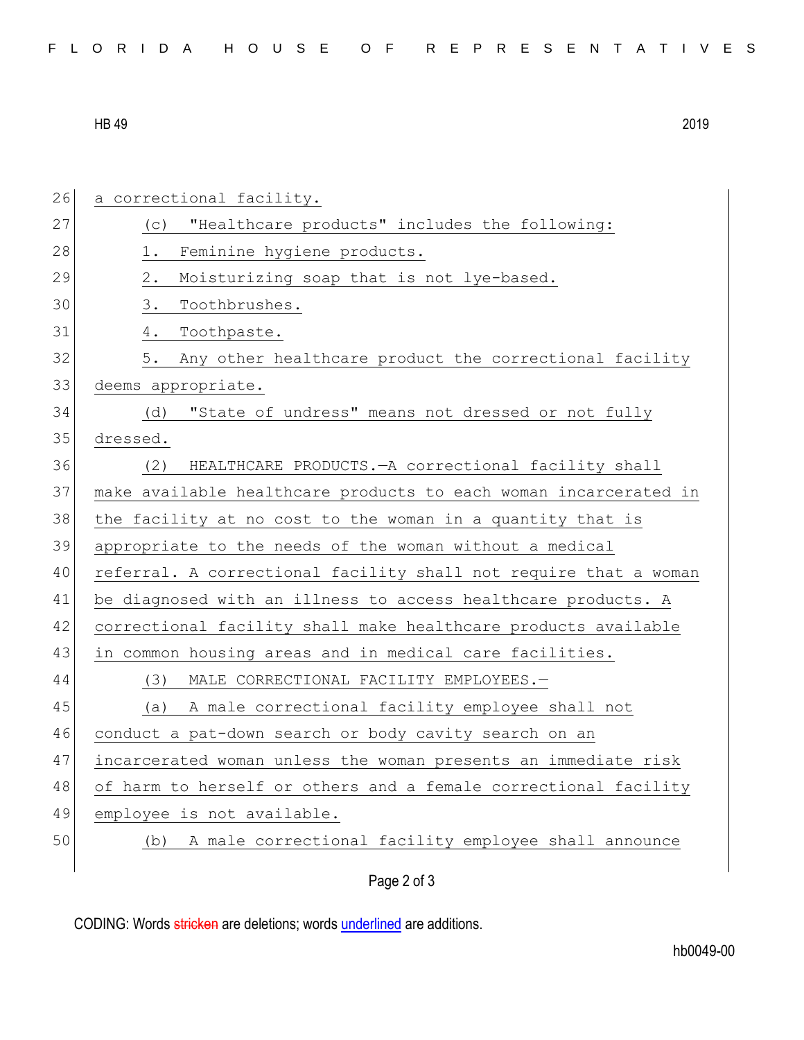a correctional facility.

(c) "Healthcare products" includes the following:

1. Feminine hygiene products.

2. Moisturizing soap that is not lye-based.

3. Toothbrushes.

4. Toothpaste.

5. Any other healthcare product the correctional facility deems appropriate.

(d) "State of undress" means not dressed or not fully dressed.

(2) HEALTHCARE PRODUCTS.—A correctional facility shall make available healthcare products to each woman incarcerated in the facility at no cost to the woman in a quantity that is appropriate to the needs of the woman without a medical referral. A correctional facility shall not require that a woman be diagnosed with an illness to access healthcare products. A correctional facility shall make healthcare products available in common housing areas and in medical care facilities.

(3) MALE CORRECTIONAL FACILITY EMPLOYEES.—

(a) A male correctional facility employee shall not conduct a pat-down search or body cavity search on an incarcerated woman unless the woman presents an immediate risk of harm to herself or others and a female correctional facility employee is not available.

(b) A male correctional facility employee shall announce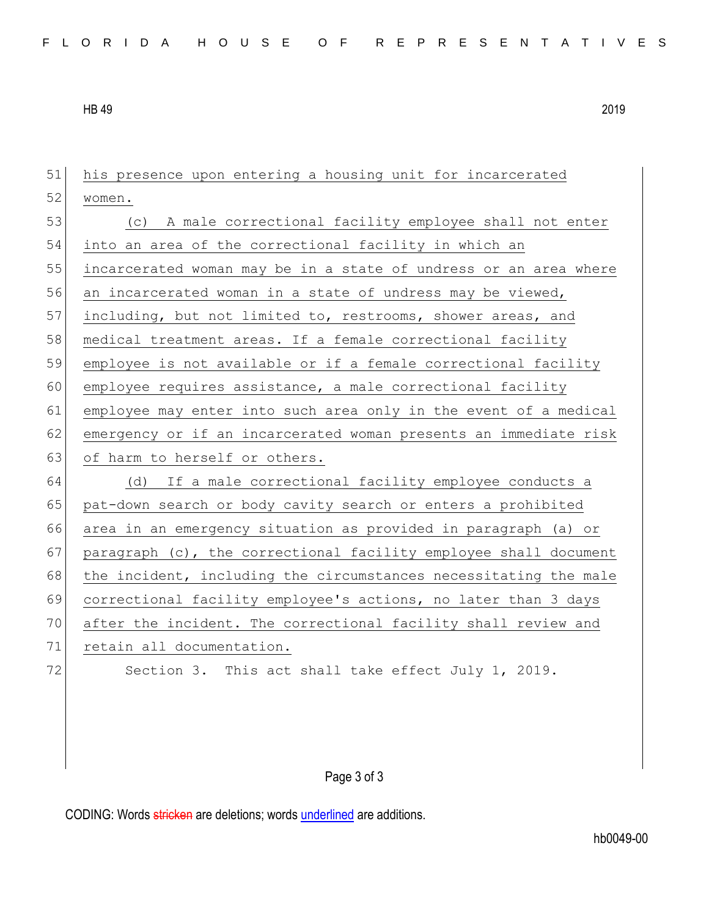his presence upon entering a housing unit for incarcerated women.

(c) A male correctional facility employee shall not enter into an area of the correctional facility in which an incarcerated woman may be in a state of undress or an area where an incarcerated woman in a state of undress may be viewed, including, but not limited to, restrooms, shower areas, and medical treatment areas. If a female correctional facility employee is not available or if a female correctional facility employee requires assistance, a male correctional facility employee may enter into such area only in the event of a medical emergency or if an incarcerated woman presents an immediate risk of harm to herself or others.

(d) If a male correctional facility employee conducts a pat-down search or body cavity search or enters a prohibited area in an emergency situation as provided in paragraph (a) or paragraph (c), the correctional facility employee shall document the incident, including the circumstances necessitating the male correctional facility employee's actions, no later than 3 days after the incident. The correctional facility shall review and retain all documentation.

Section 3. This act shall take effect July 1, 2019.

CODING: Words stricken are deletions; words underlined are additions.